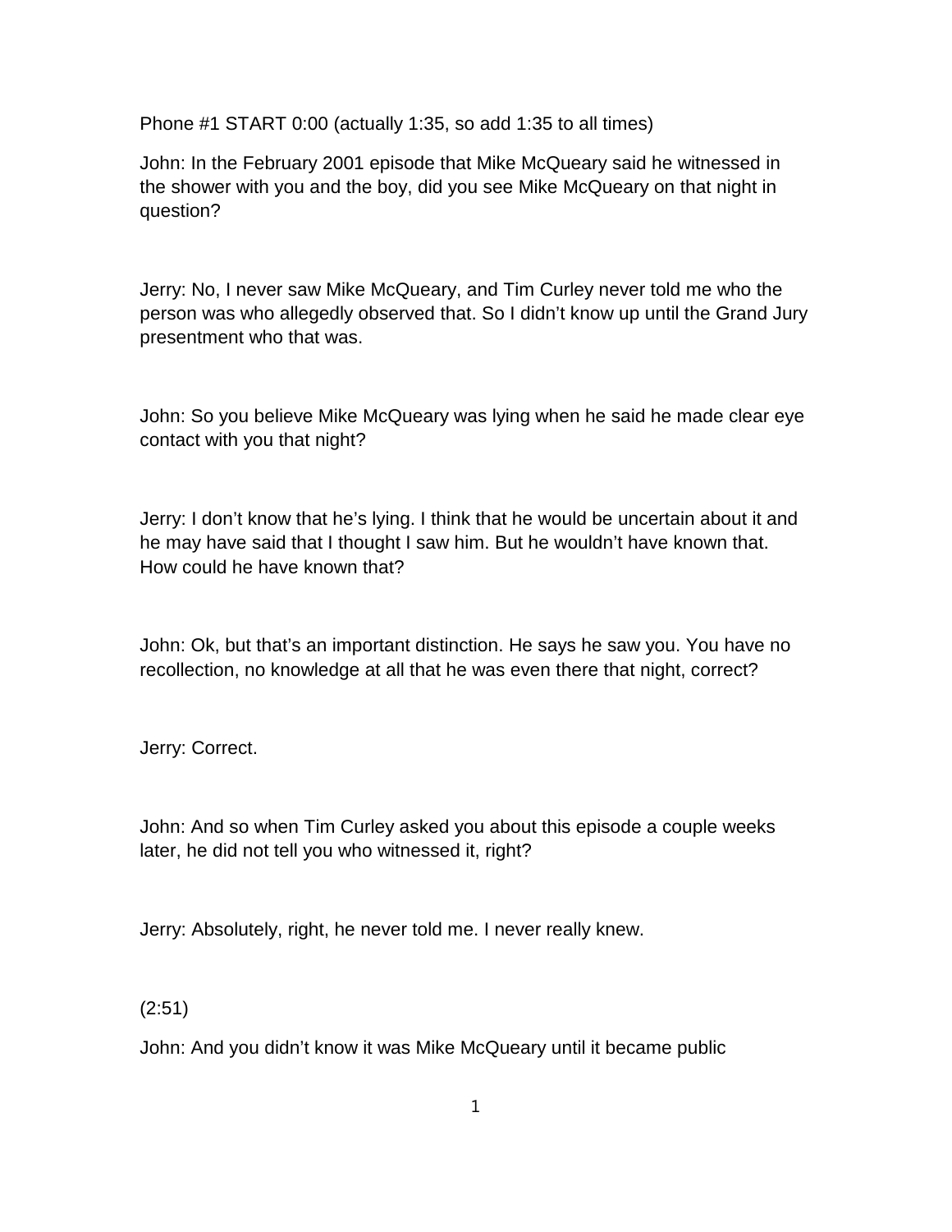Phone #1 START 0:00 (actually 1:35, so add 1:35 to all times)

John: In the February 2001 episode that Mike McQueary said he witnessed in the shower with you and the boy, did you see Mike McQueary on that night in question?

Jerry: No, I never saw Mike McQueary, and Tim Curley never told me who the person was who allegedly observed that. So I didn't know up until the Grand Jury presentment who that was.

John: So you believe Mike McQueary was lying when he said he made clear eye contact with you that night?

Jerry: I don't know that he's lying. I think that he would be uncertain about it and he may have said that I thought I saw him. But he wouldn't have known that. How could he have known that?

John: Ok, but that's an important distinction. He says he saw you. You have no recollection, no knowledge at all that he was even there that night, correct?

Jerry: Correct.

John: And so when Tim Curley asked you about this episode a couple weeks later, he did not tell you who witnessed it, right?

Jerry: Absolutely, right, he never told me. I never really knew.

(2:51)

John: And you didn't know it was Mike McQueary until it became public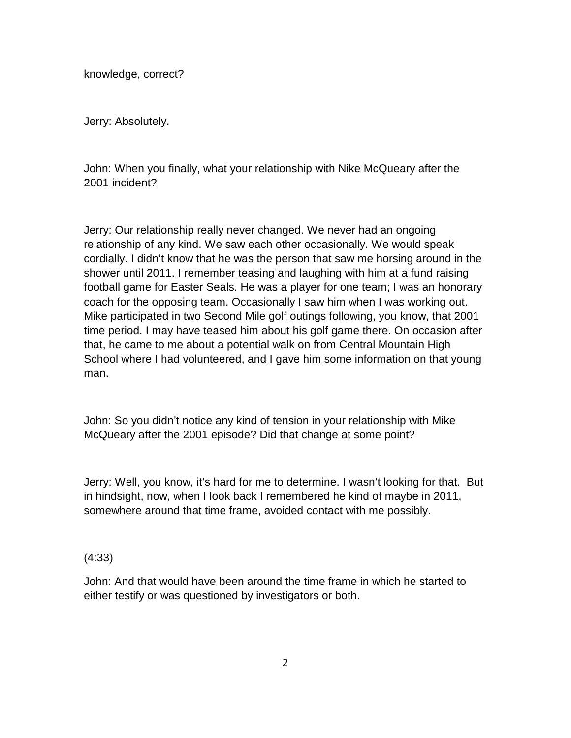knowledge, correct?

Jerry: Absolutely.

John: When you finally, what your relationship with Nike McQueary after the 2001 incident?

Jerry: Our relationship really never changed. We never had an ongoing relationship of any kind. We saw each other occasionally. We would speak cordially. I didn't know that he was the person that saw me horsing around in the shower until 2011. I remember teasing and laughing with him at a fund raising football game for Easter Seals. He was a player for one team; I was an honorary coach for the opposing team. Occasionally I saw him when I was working out. Mike participated in two Second Mile golf outings following, you know, that 2001 time period. I may have teased him about his golf game there. On occasion after that, he came to me about a potential walk on from Central Mountain High School where I had volunteered, and I gave him some information on that young man.

John: So you didn't notice any kind of tension in your relationship with Mike McQueary after the 2001 episode? Did that change at some point?

Jerry: Well, you know, it's hard for me to determine. I wasn't looking for that. But in hindsight, now, when I look back I remembered he kind of maybe in 2011, somewhere around that time frame, avoided contact with me possibly.

(4:33)

John: And that would have been around the time frame in which he started to either testify or was questioned by investigators or both.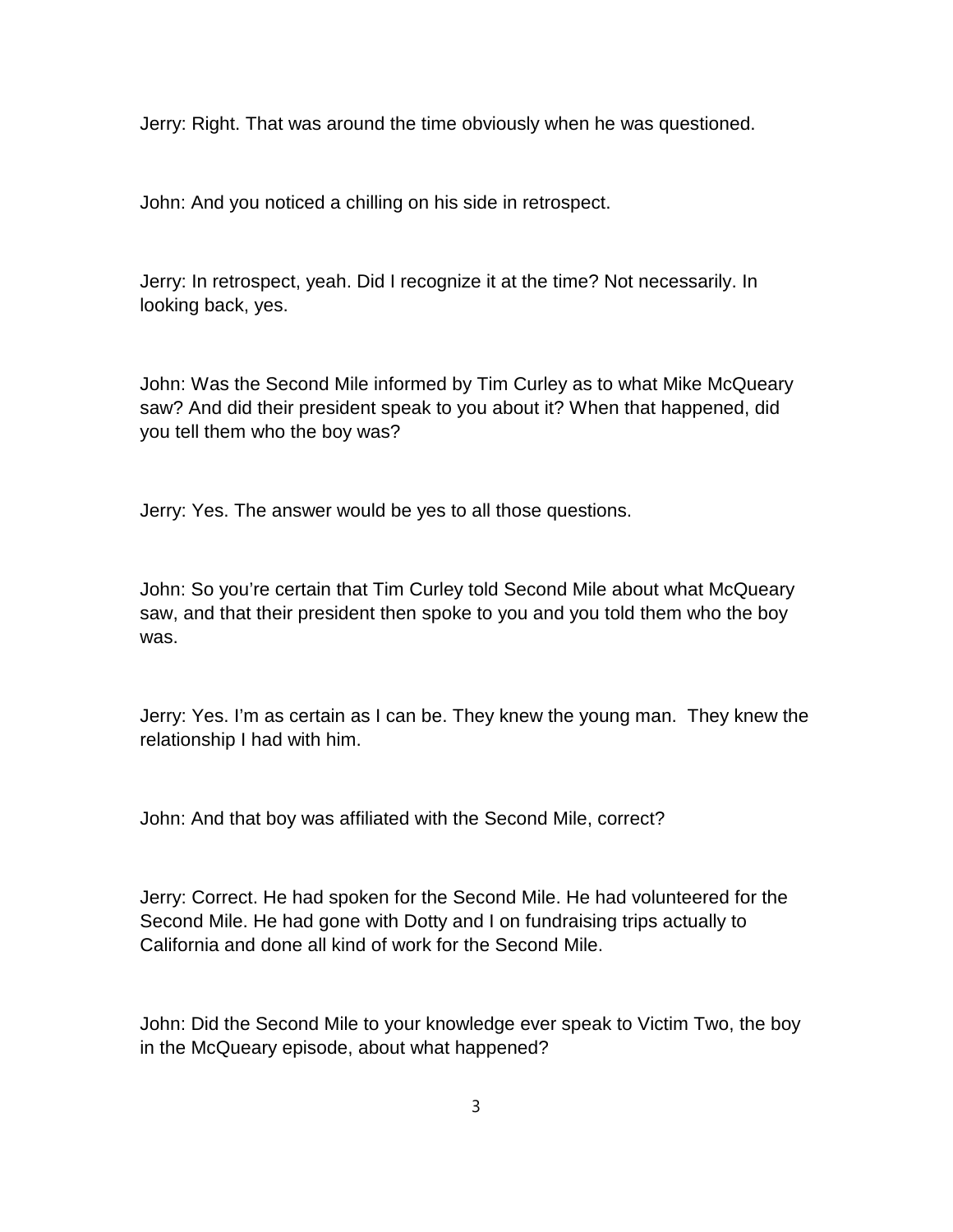Jerry: Right. That was around the time obviously when he was questioned.

John: And you noticed a chilling on his side in retrospect.

Jerry: In retrospect, yeah. Did I recognize it at the time? Not necessarily. In looking back, yes.

John: Was the Second Mile informed by Tim Curley as to what Mike McQueary saw? And did their president speak to you about it? When that happened, did you tell them who the boy was?

Jerry: Yes. The answer would be yes to all those questions.

John: So you're certain that Tim Curley told Second Mile about what McQueary saw, and that their president then spoke to you and you told them who the boy was.

Jerry: Yes. I'm as certain as I can be. They knew the young man. They knew the relationship I had with him.

John: And that boy was affiliated with the Second Mile, correct?

Jerry: Correct. He had spoken for the Second Mile. He had volunteered for the Second Mile. He had gone with Dotty and I on fundraising trips actually to California and done all kind of work for the Second Mile.

John: Did the Second Mile to your knowledge ever speak to Victim Two, the boy in the McQueary episode, about what happened?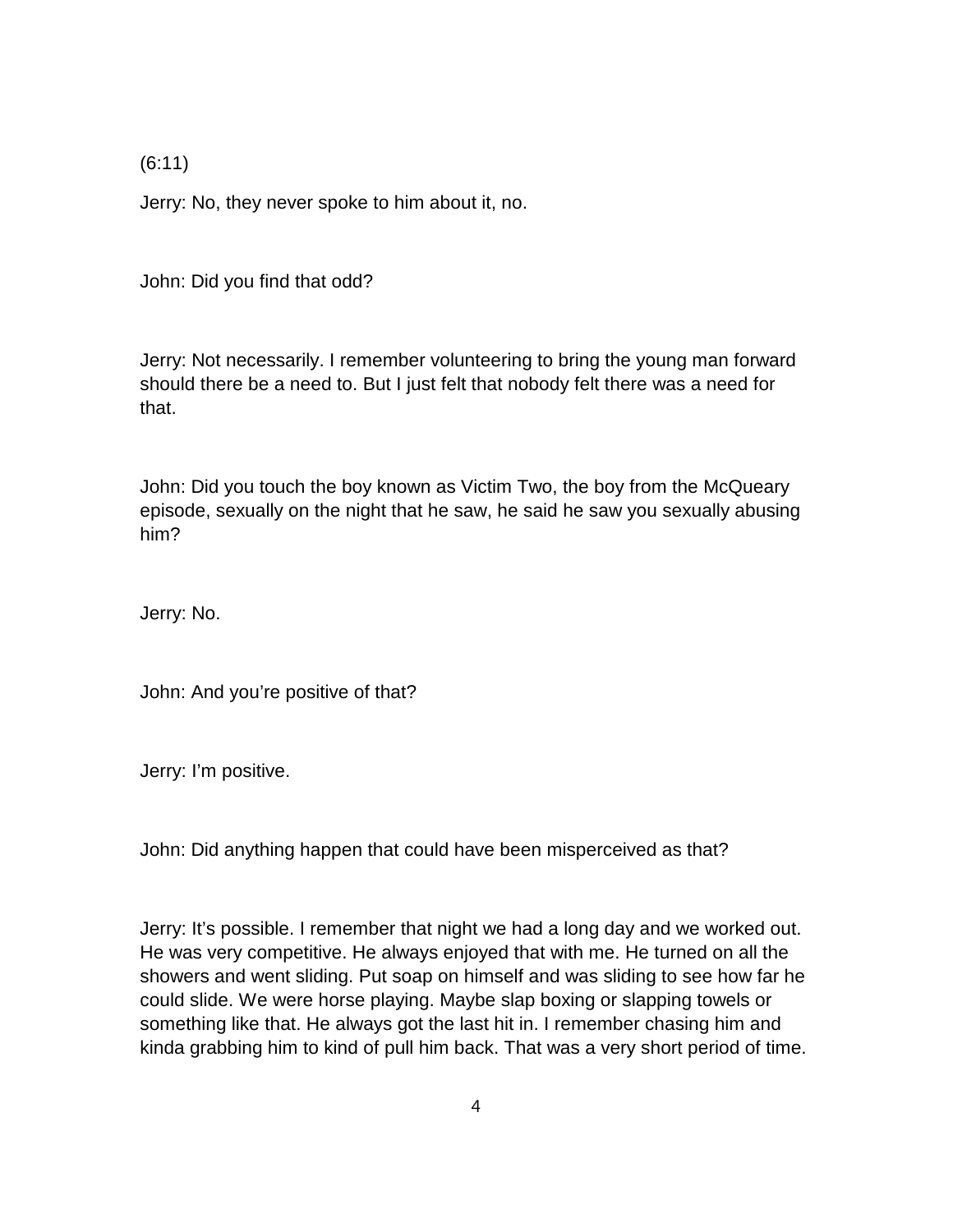(6:11)

Jerry: No, they never spoke to him about it, no.

John: Did you find that odd?

Jerry: Not necessarily. I remember volunteering to bring the young man forward should there be a need to. But I just felt that nobody felt there was a need for that.

John: Did you touch the boy known as Victim Two, the boy from the McQueary episode, sexually on the night that he saw, he said he saw you sexually abusing him?

Jerry: No.

John: And you're positive of that?

Jerry: I'm positive.

John: Did anything happen that could have been misperceived as that?

Jerry: It's possible. I remember that night we had a long day and we worked out. He was very competitive. He always enjoyed that with me. He turned on all the showers and went sliding. Put soap on himself and was sliding to see how far he could slide. We were horse playing. Maybe slap boxing or slapping towels or something like that. He always got the last hit in. I remember chasing him and kinda grabbing him to kind of pull him back. That was a very short period of time.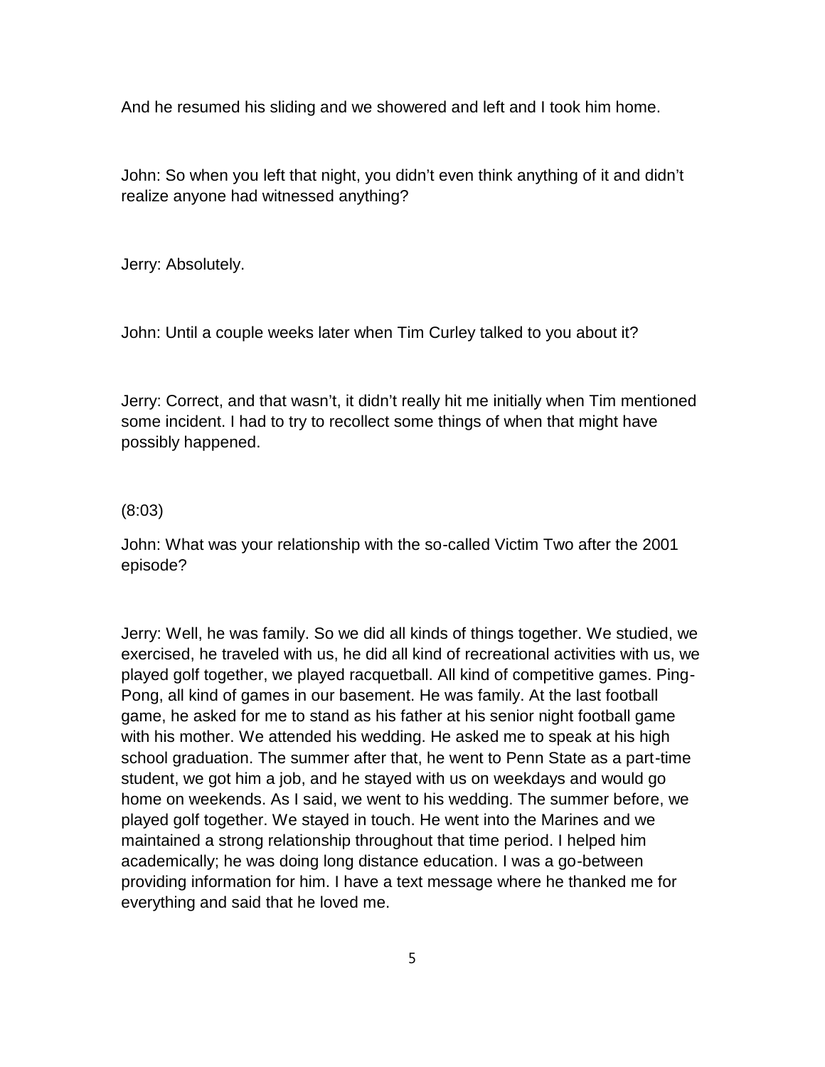And he resumed his sliding and we showered and left and I took him home.

John: So when you left that night, you didn't even think anything of it and didn't realize anyone had witnessed anything?

Jerry: Absolutely.

John: Until a couple weeks later when Tim Curley talked to you about it?

Jerry: Correct, and that wasn't, it didn't really hit me initially when Tim mentioned some incident. I had to try to recollect some things of when that might have possibly happened.

(8:03)

John: What was your relationship with the so-called Victim Two after the 2001 episode?

Jerry: Well, he was family. So we did all kinds of things together. We studied, we exercised, he traveled with us, he did all kind of recreational activities with us, we played golf together, we played racquetball. All kind of competitive games. Ping-Pong, all kind of games in our basement. He was family. At the last football game, he asked for me to stand as his father at his senior night football game with his mother. We attended his wedding. He asked me to speak at his high school graduation. The summer after that, he went to Penn State as a part-time student, we got him a job, and he stayed with us on weekdays and would go home on weekends. As I said, we went to his wedding. The summer before, we played golf together. We stayed in touch. He went into the Marines and we maintained a strong relationship throughout that time period. I helped him academically; he was doing long distance education. I was a go-between providing information for him. I have a text message where he thanked me for everything and said that he loved me.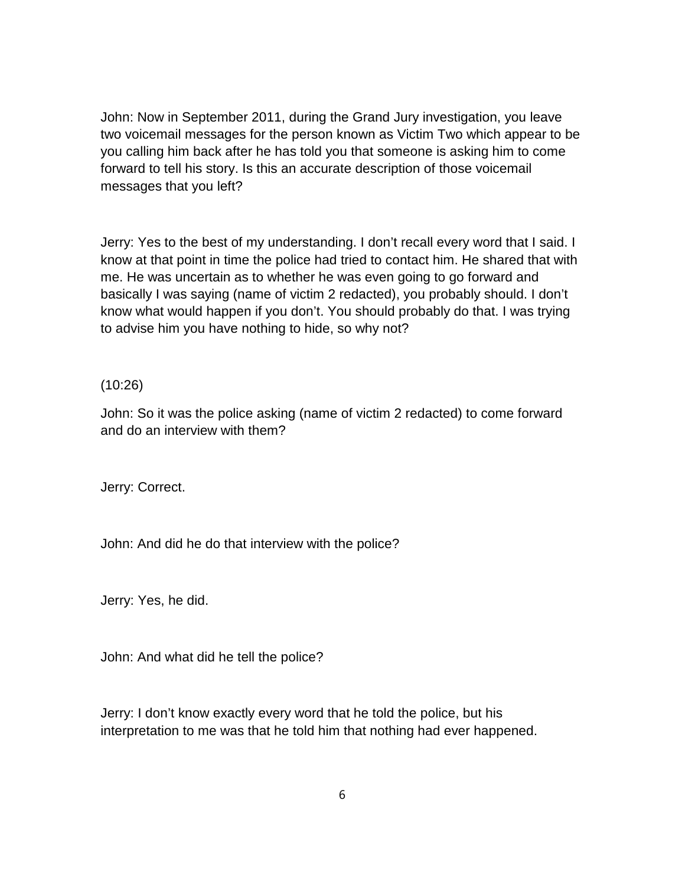John: Now in September 2011, during the Grand Jury investigation, you leave two voicemail messages for the person known as Victim Two which appear to be you calling him back after he has told you that someone is asking him to come forward to tell his story. Is this an accurate description of those voicemail messages that you left?

Jerry: Yes to the best of my understanding. I don't recall every word that I said. I know at that point in time the police had tried to contact him. He shared that with me. He was uncertain as to whether he was even going to go forward and basically I was saying (name of victim 2 redacted), you probably should. I don't know what would happen if you don't. You should probably do that. I was trying to advise him you have nothing to hide, so why not?

(10:26)

John: So it was the police asking (name of victim 2 redacted) to come forward and do an interview with them?

Jerry: Correct.

John: And did he do that interview with the police?

Jerry: Yes, he did.

John: And what did he tell the police?

Jerry: I don't know exactly every word that he told the police, but his interpretation to me was that he told him that nothing had ever happened.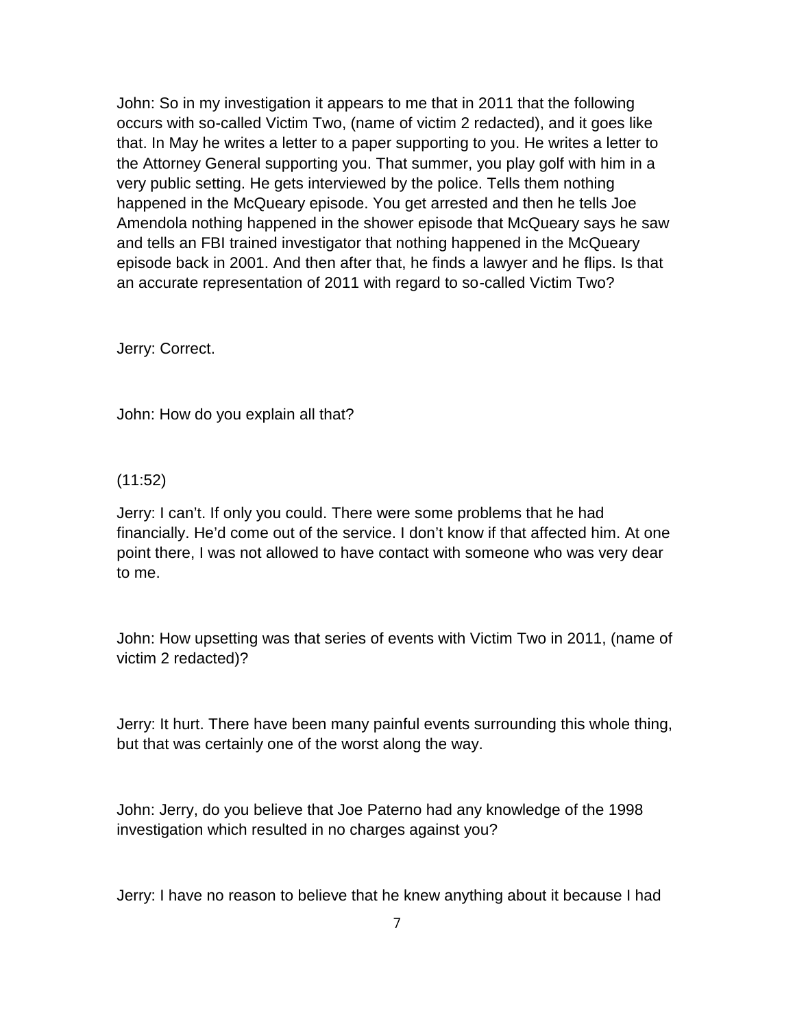John: So in my investigation it appears to me that in 2011 that the following occurs with so-called Victim Two, (name of victim 2 redacted), and it goes like that. In May he writes a letter to a paper supporting to you. He writes a letter to the Attorney General supporting you. That summer, you play golf with him in a very public setting. He gets interviewed by the police. Tells them nothing happened in the McQueary episode. You get arrested and then he tells Joe Amendola nothing happened in the shower episode that McQueary says he saw and tells an FBI trained investigator that nothing happened in the McQueary episode back in 2001. And then after that, he finds a lawyer and he flips. Is that an accurate representation of 2011 with regard to so-called Victim Two?

Jerry: Correct.

John: How do you explain all that?

(11:52)

Jerry: I can't. If only you could. There were some problems that he had financially. He'd come out of the service. I don't know if that affected him. At one point there, I was not allowed to have contact with someone who was very dear to me.

John: How upsetting was that series of events with Victim Two in 2011, (name of victim 2 redacted)?

Jerry: It hurt. There have been many painful events surrounding this whole thing, but that was certainly one of the worst along the way.

John: Jerry, do you believe that Joe Paterno had any knowledge of the 1998 investigation which resulted in no charges against you?

Jerry: I have no reason to believe that he knew anything about it because I had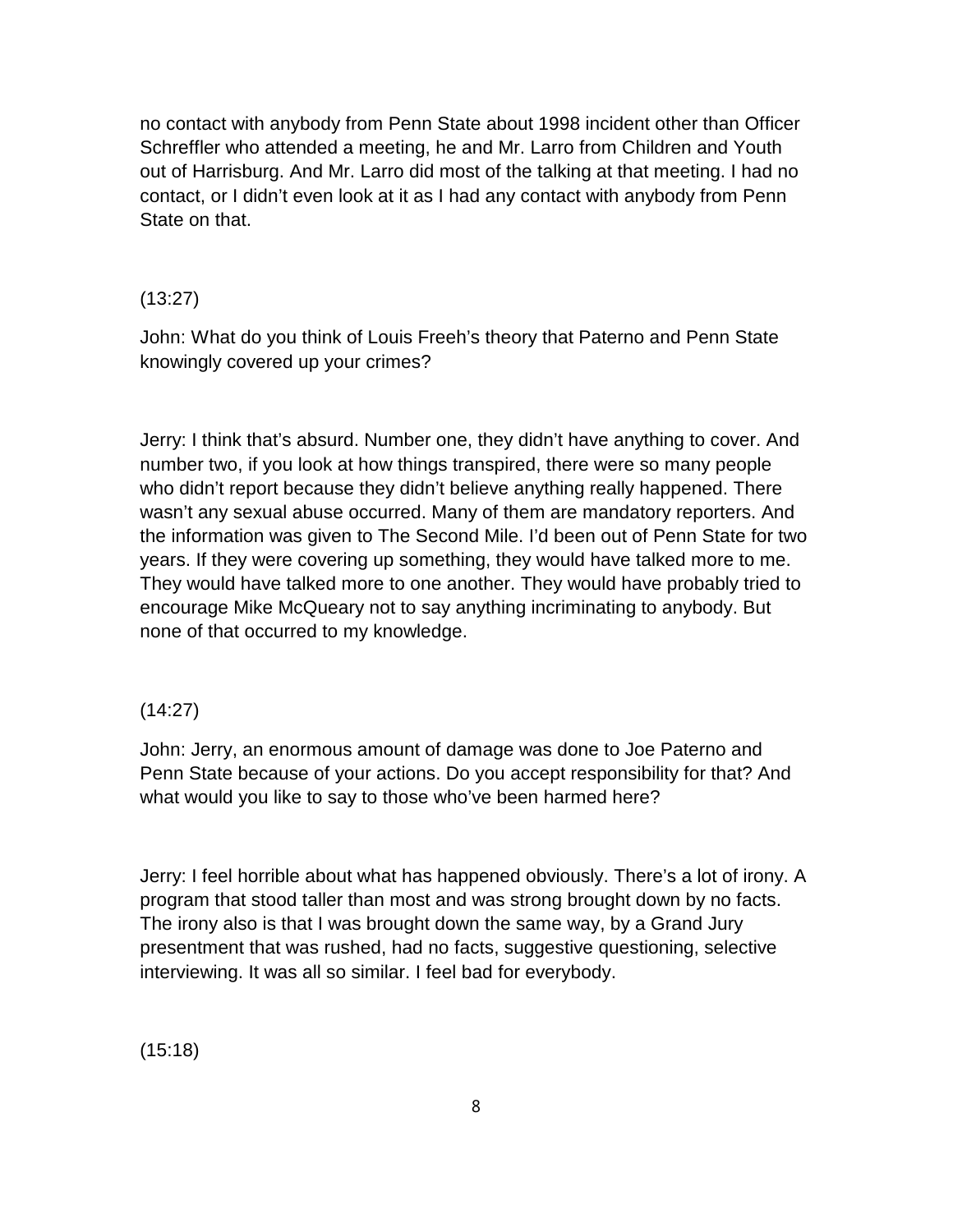no contact with anybody from Penn State about 1998 incident other than Officer Schreffler who attended a meeting, he and Mr. Larro from Children and Youth out of Harrisburg. And Mr. Larro did most of the talking at that meeting. I had no contact, or I didn't even look at it as I had any contact with anybody from Penn State on that.

(13:27)

John: What do you think of Louis Freeh's theory that Paterno and Penn State knowingly covered up your crimes?

Jerry: I think that's absurd. Number one, they didn't have anything to cover. And number two, if you look at how things transpired, there were so many people who didn't report because they didn't believe anything really happened. There wasn't any sexual abuse occurred. Many of them are mandatory reporters. And the information was given to The Second Mile. I'd been out of Penn State for two years. If they were covering up something, they would have talked more to me. They would have talked more to one another. They would have probably tried to encourage Mike McQueary not to say anything incriminating to anybody. But none of that occurred to my knowledge.

(14:27)

John: Jerry, an enormous amount of damage was done to Joe Paterno and Penn State because of your actions. Do you accept responsibility for that? And what would you like to say to those who've been harmed here?

Jerry: I feel horrible about what has happened obviously. There's a lot of irony. A program that stood taller than most and was strong brought down by no facts. The irony also is that I was brought down the same way, by a Grand Jury presentment that was rushed, had no facts, suggestive questioning, selective interviewing. It was all so similar. I feel bad for everybody.

(15:18)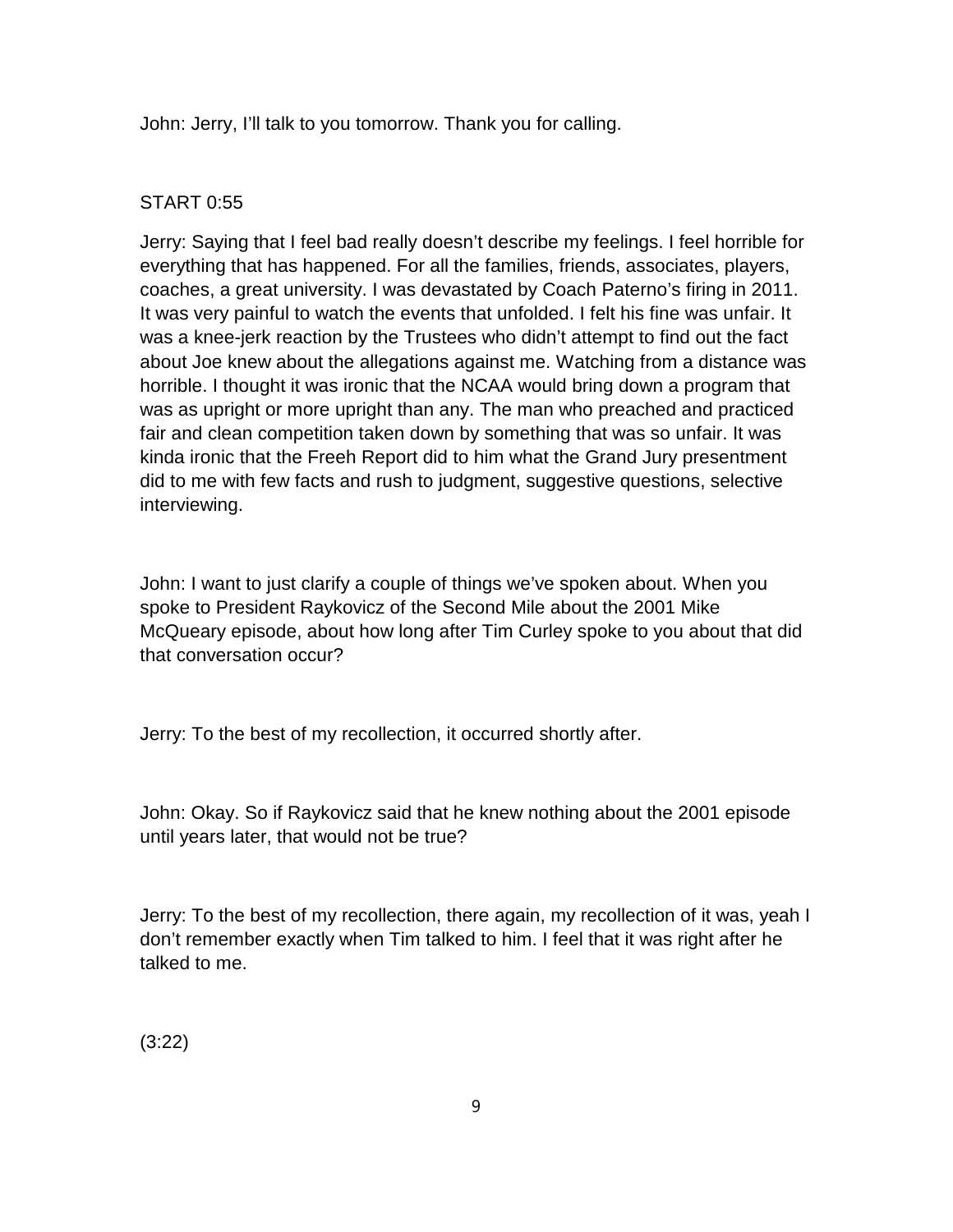John: Jerry, I'll talk to you tomorrow. Thank you for calling.

START 0:55

Jerry: Saying that I feel bad really doesn't describe my feelings. I feel horrible for everything that has happened. For all the families, friends, associates, players, coaches, a great university. I was devastated by Coach Paterno's firing in 2011. It was very painful to watch the events that unfolded. I felt his fine was unfair. It was a knee-jerk reaction by the Trustees who didn't attempt to find out the fact about Joe knew about the allegations against me. Watching from a distance was horrible. I thought it was ironic that the NCAA would bring down a program that was as upright or more upright than any. The man who preached and practiced fair and clean competition taken down by something that was so unfair. It was kinda ironic that the Freeh Report did to him what the Grand Jury presentment did to me with few facts and rush to judgment, suggestive questions, selective interviewing.

John: I want to just clarify a couple of things we've spoken about. When you spoke to President Raykovicz of the Second Mile about the 2001 Mike McQueary episode, about how long after Tim Curley spoke to you about that did that conversation occur?

Jerry: To the best of my recollection, it occurred shortly after.

John: Okay. So if Raykovicz said that he knew nothing about the 2001 episode until years later, that would not be true?

Jerry: To the best of my recollection, there again, my recollection of it was, yeah I don't remember exactly when Tim talked to him. I feel that it was right after he talked to me.

(3:22)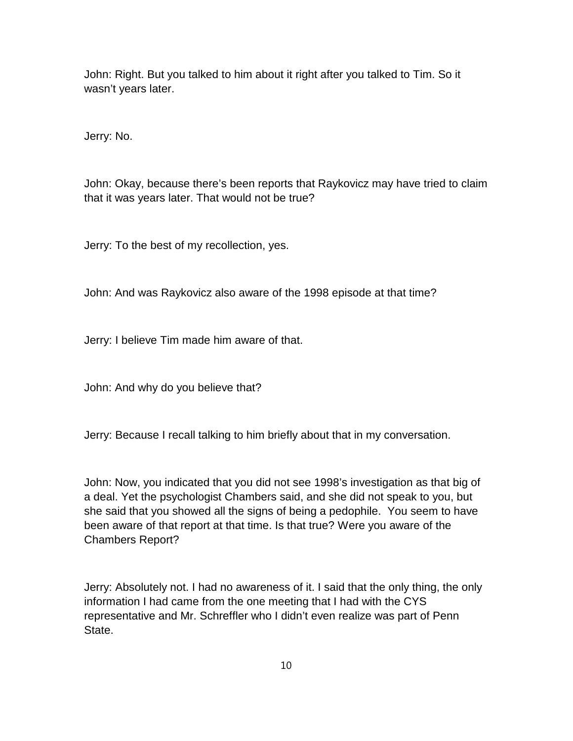John: Right. But you talked to him about it right after you talked to Tim. So it wasn't years later.

Jerry: No.

John: Okay, because there's been reports that Raykovicz may have tried to claim that it was years later. That would not be true?

Jerry: To the best of my recollection, yes.

John: And was Raykovicz also aware of the 1998 episode at that time?

Jerry: I believe Tim made him aware of that.

John: And why do you believe that?

Jerry: Because I recall talking to him briefly about that in my conversation.

John: Now, you indicated that you did not see 1998's investigation as that big of a deal. Yet the psychologist Chambers said, and she did not speak to you, but she said that you showed all the signs of being a pedophile. You seem to have been aware of that report at that time. Is that true? Were you aware of the Chambers Report?

Jerry: Absolutely not. I had no awareness of it. I said that the only thing, the only information I had came from the one meeting that I had with the CYS representative and Mr. Schreffler who I didn't even realize was part of Penn State.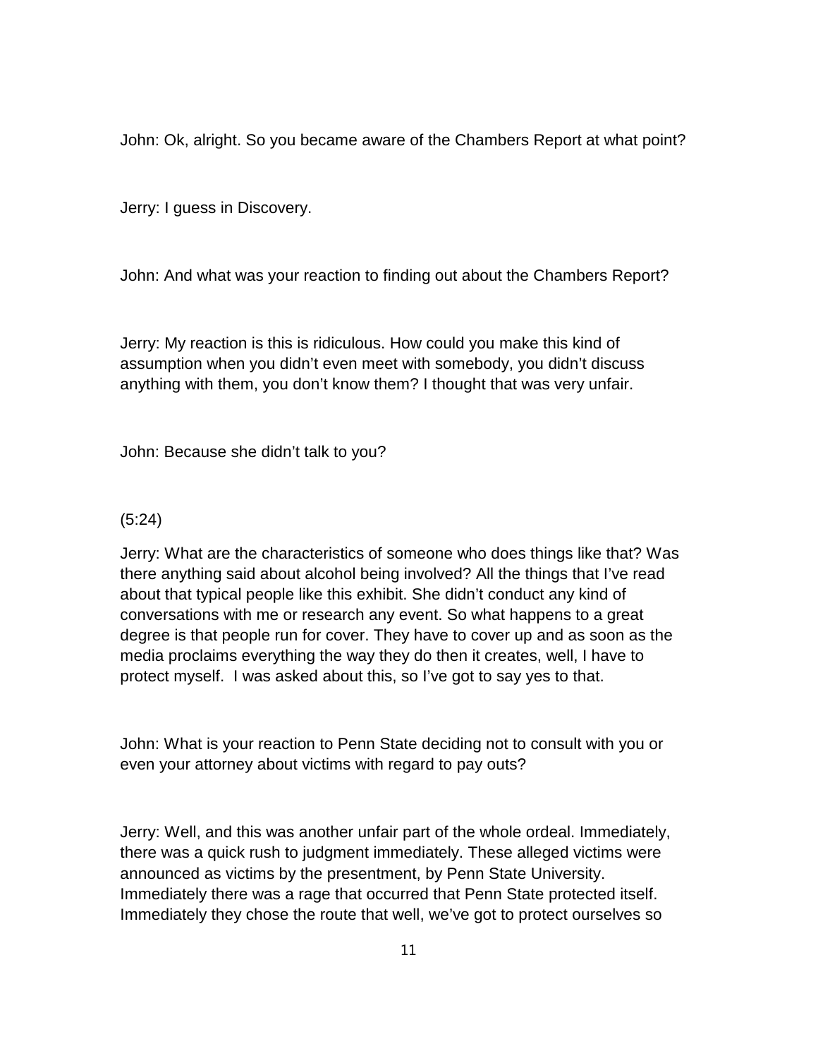John: Ok, alright. So you became aware of the Chambers Report at what point?

Jerry: I guess in Discovery.

John: And what was your reaction to finding out about the Chambers Report?

Jerry: My reaction is this is ridiculous. How could you make this kind of assumption when you didn't even meet with somebody, you didn't discuss anything with them, you don't know them? I thought that was very unfair.

John: Because she didn't talk to you?

(5:24)

Jerry: What are the characteristics of someone who does things like that? Was there anything said about alcohol being involved? All the things that I've read about that typical people like this exhibit. She didn't conduct any kind of conversations with me or research any event. So what happens to a great degree is that people run for cover. They have to cover up and as soon as the media proclaims everything the way they do then it creates, well, I have to protect myself. I was asked about this, so I've got to say yes to that.

John: What is your reaction to Penn State deciding not to consult with you or even your attorney about victims with regard to pay outs?

Jerry: Well, and this was another unfair part of the whole ordeal. Immediately, there was a quick rush to judgment immediately. These alleged victims were announced as victims by the presentment, by Penn State University. Immediately there was a rage that occurred that Penn State protected itself. Immediately they chose the route that well, we've got to protect ourselves so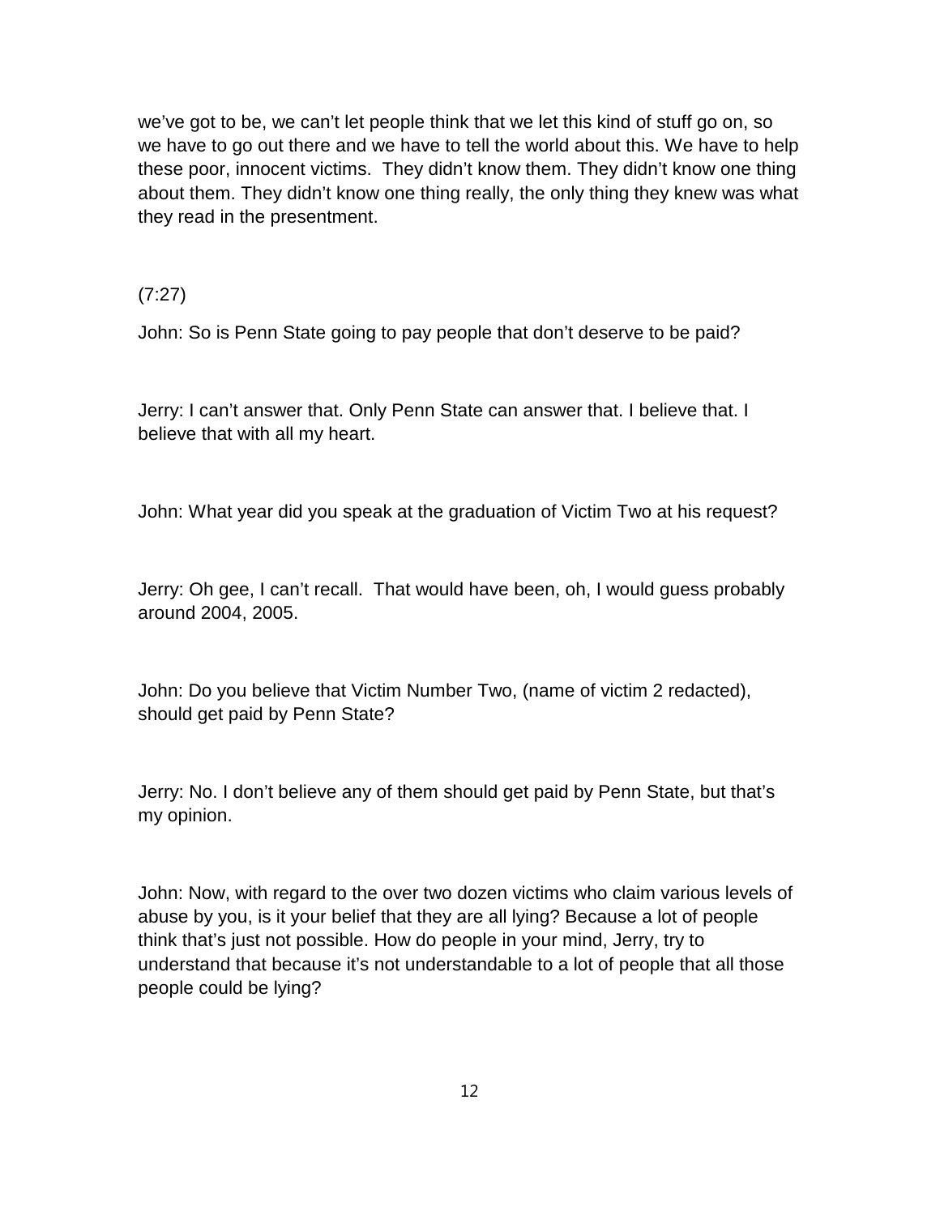we've got to be, we can't let people think that we let this kind of stuff go on, so we have to go out there and we have to tell the world about this. We have to help these poor, innocent victims. They didn't know them. They didn't know one thing about them. They didn't know one thing really, the only thing they knew was what they read in the presentment.

(7:27)

John: So is Penn State going to pay people that don't deserve to be paid?

Jerry: I can't answer that. Only Penn State can answer that. I believe that. I believe that with all my heart.

John: What year did you speak at the graduation of Victim Two at his request?

Jerry: Oh gee, I can't recall. That would have been, oh, I would guess probably around 2004, 2005.

John: Do you believe that Victim Number Two, (name of victim 2 redacted), should get paid by Penn State?

Jerry: No. I don't believe any of them should get paid by Penn State, but that's my opinion.

John: Now, with regard to the over two dozen victims who claim various levels of abuse by you, is it your belief that they are all lying? Because a lot of people think that's just not possible. How do people in your mind, Jerry, try to understand that because it's not understandable to a lot of people that all those people could be lying?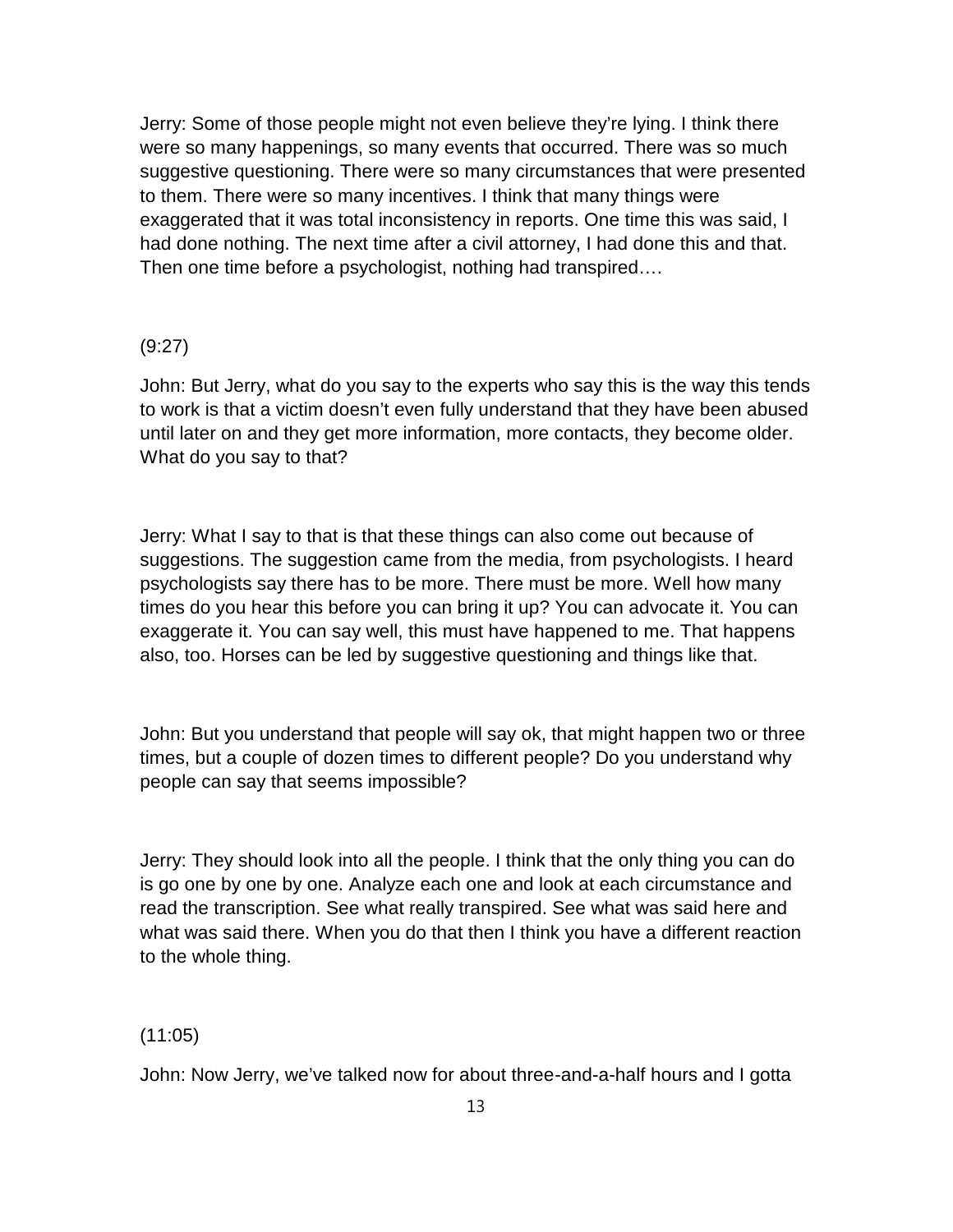Jerry: Some of those people might not even believe they're lying. I think there were so many happenings, so many events that occurred. There was so much suggestive questioning. There were so many circumstances that were presented to them. There were so many incentives. I think that many things were exaggerated that it was total inconsistency in reports. One time this was said, I had done nothing. The next time after a civil attorney, I had done this and that. Then one time before a psychologist, nothing had transpired….

(9:27)

John: But Jerry, what do you say to the experts who say this is the way this tends to work is that a victim doesn't even fully understand that they have been abused until later on and they get more information, more contacts, they become older. What do you say to that?

Jerry: What I say to that is that these things can also come out because of suggestions. The suggestion came from the media, from psychologists. I heard psychologists say there has to be more. There must be more. Well how many times do you hear this before you can bring it up? You can advocate it. You can exaggerate it. You can say well, this must have happened to me. That happens also, too. Horses can be led by suggestive questioning and things like that.

John: But you understand that people will say ok, that might happen two or three times, but a couple of dozen times to different people? Do you understand why people can say that seems impossible?

Jerry: They should look into all the people. I think that the only thing you can do is go one by one by one. Analyze each one and look at each circumstance and read the transcription. See what really transpired. See what was said here and what was said there. When you do that then I think you have a different reaction to the whole thing.

(11:05)

John: Now Jerry, we've talked now for about three-and-a-half hours and I gotta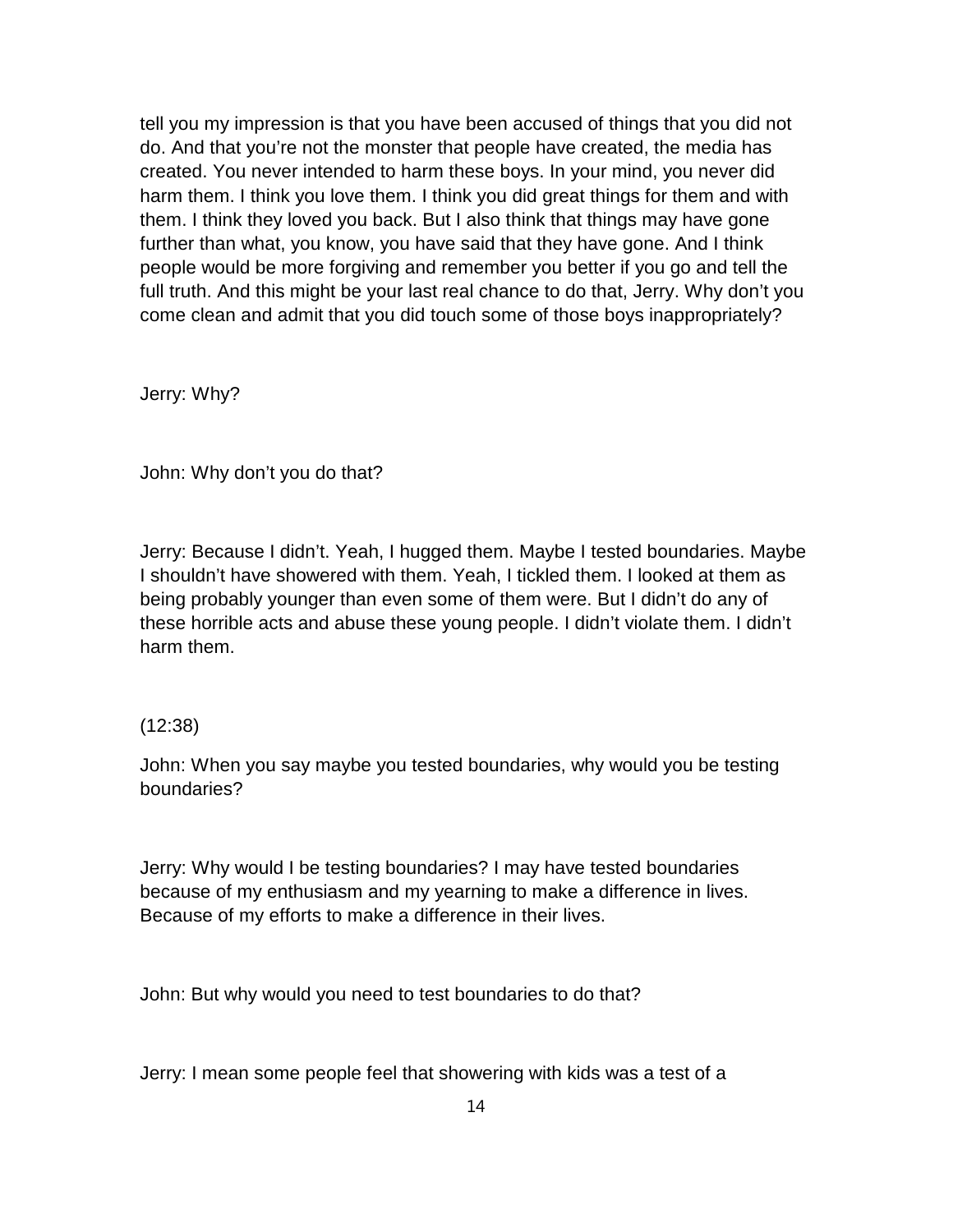tell you my impression is that you have been accused of things that you did not do. And that you're not the monster that people have created, the media has created. You never intended to harm these boys. In your mind, you never did harm them. I think you love them. I think you did great things for them and with them. I think they loved you back. But I also think that things may have gone further than what, you know, you have said that they have gone. And I think people would be more forgiving and remember you better if you go and tell the full truth. And this might be your last real chance to do that, Jerry. Why don't you come clean and admit that you did touch some of those boys inappropriately?

Jerry: Why?

John: Why don't you do that?

Jerry: Because I didn't. Yeah, I hugged them. Maybe I tested boundaries. Maybe I shouldn't have showered with them. Yeah, I tickled them. I looked at them as being probably younger than even some of them were. But I didn't do any of these horrible acts and abuse these young people. I didn't violate them. I didn't harm them.

(12:38)

John: When you say maybe you tested boundaries, why would you be testing boundaries?

Jerry: Why would I be testing boundaries? I may have tested boundaries because of my enthusiasm and my yearning to make a difference in lives. Because of my efforts to make a difference in their lives.

John: But why would you need to test boundaries to do that?

Jerry: I mean some people feel that showering with kids was a test of a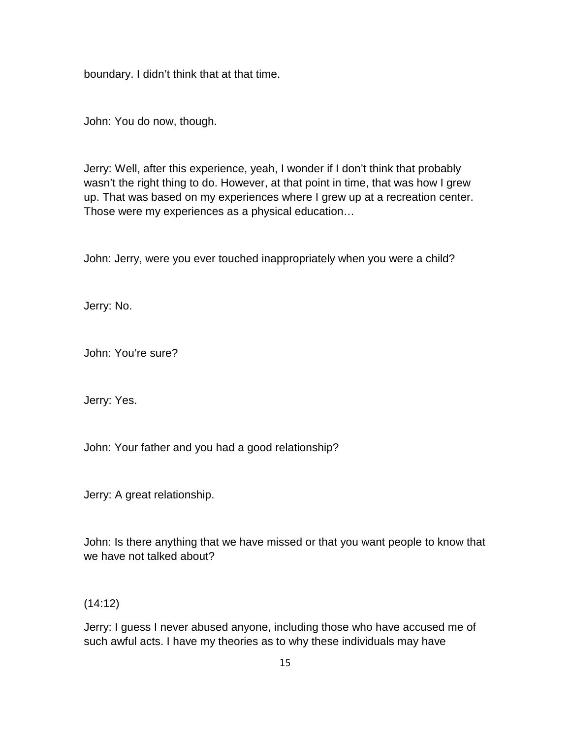boundary. I didn't think that at that time.

John: You do now, though.

Jerry: Well, after this experience, yeah, I wonder if I don't think that probably wasn't the right thing to do. However, at that point in time, that was how I grew up. That was based on my experiences where I grew up at a recreation center. Those were my experiences as a physical education…

John: Jerry, were you ever touched inappropriately when you were a child?

Jerry: No.

John: You're sure?

Jerry: Yes.

John: Your father and you had a good relationship?

Jerry: A great relationship.

John: Is there anything that we have missed or that you want people to know that we have not talked about?

(14:12)

Jerry: I guess I never abused anyone, including those who have accused me of such awful acts. I have my theories as to why these individuals may have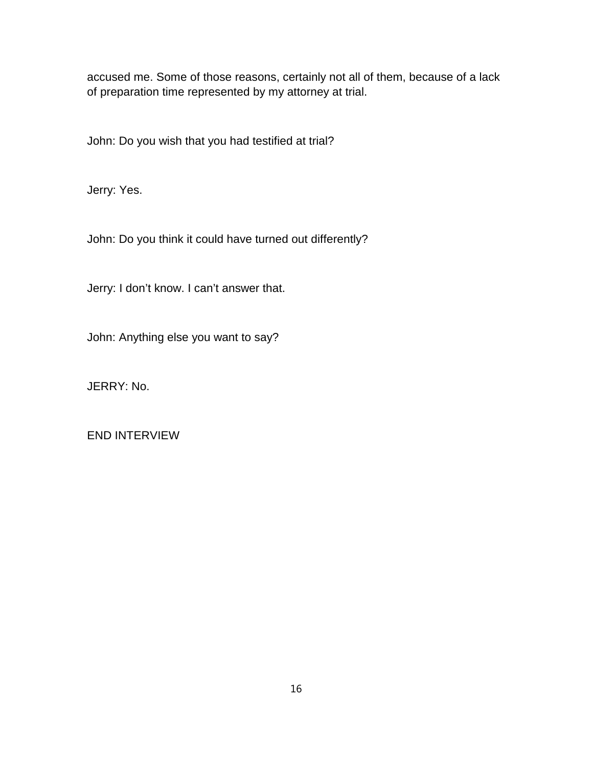accused me. Some of those reasons, certainly not all of them, because of a lack of preparation time represented by my attorney at trial.

John: Do you wish that you had testified at trial?

Jerry: Yes.

John: Do you think it could have turned out differently?

Jerry: I don't know. I can't answer that.

John: Anything else you want to say?

JERRY: No.

END INTERVIEW